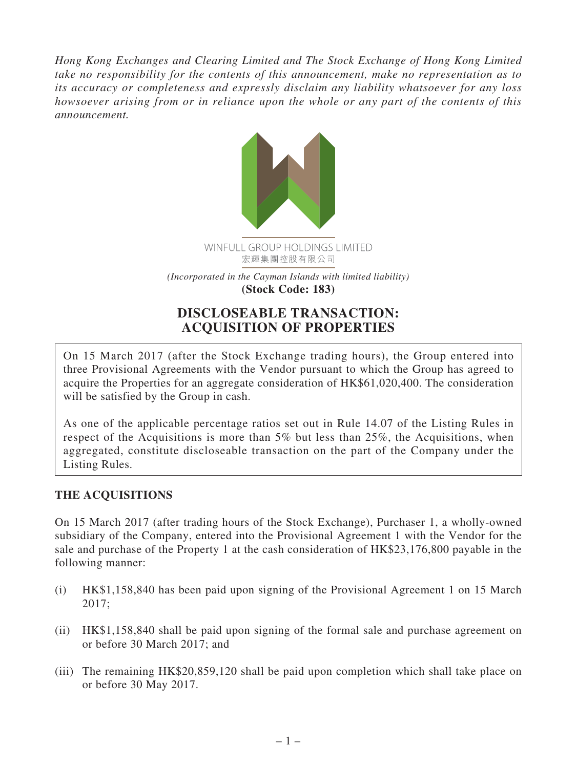*Hong Kong Exchanges and Clearing Limited and The Stock Exchange of Hong Kong Limited take no responsibility for the contents of this announcement, make no representation as to its accuracy or completeness and expressly disclaim any liability whatsoever for any loss howsoever arising from or in reliance upon the whole or any part of the contents of this announcement.*

WINFULL GROUP HOLDINGS LIMITED
宏輝集團控股有限公司

*(Incorporated in the Cayman Islands with limited liability)*
**(Stock Code: 183)**

# DISCLOSEABLE TRANSACTION: ACQUISITION OF PROPERTIES

On 15 March 2017 (after the Stock Exchange trading hours), the Group entered into three Provisional Agreements with the Vendor pursuant to which the Group has agreed to acquire the Properties for an aggregate consideration of HK$61,020,400. The consideration will be satisfied by the Group in cash.

As one of the applicable percentage ratios set out in Rule 14.07 of the Listing Rules in respect of the Acquisitions is more than 5% but less than 25%, the Acquisitions, when aggregated, constitute discloseable transaction on the part of the Company under the Listing Rules.

## THE ACQUISITIONS

On 15 March 2017 (after trading hours of the Stock Exchange), Purchaser 1, a wholly-owned subsidiary of the Company, entered into the Provisional Agreement 1 with the Vendor for the sale and purchase of the Property 1 at the cash consideration of HK$23,176,800 payable in the following manner:

(i) HK$1,158,840 has been paid upon signing of the Provisional Agreement 1 on 15 March 2017;

(ii) HK$1,158,840 shall be paid upon signing of the formal sale and purchase agreement on or before 30 March 2017; and

(iii) The remaining HK$20,859,120 shall be paid upon completion which shall take place on or before 30 May 2017.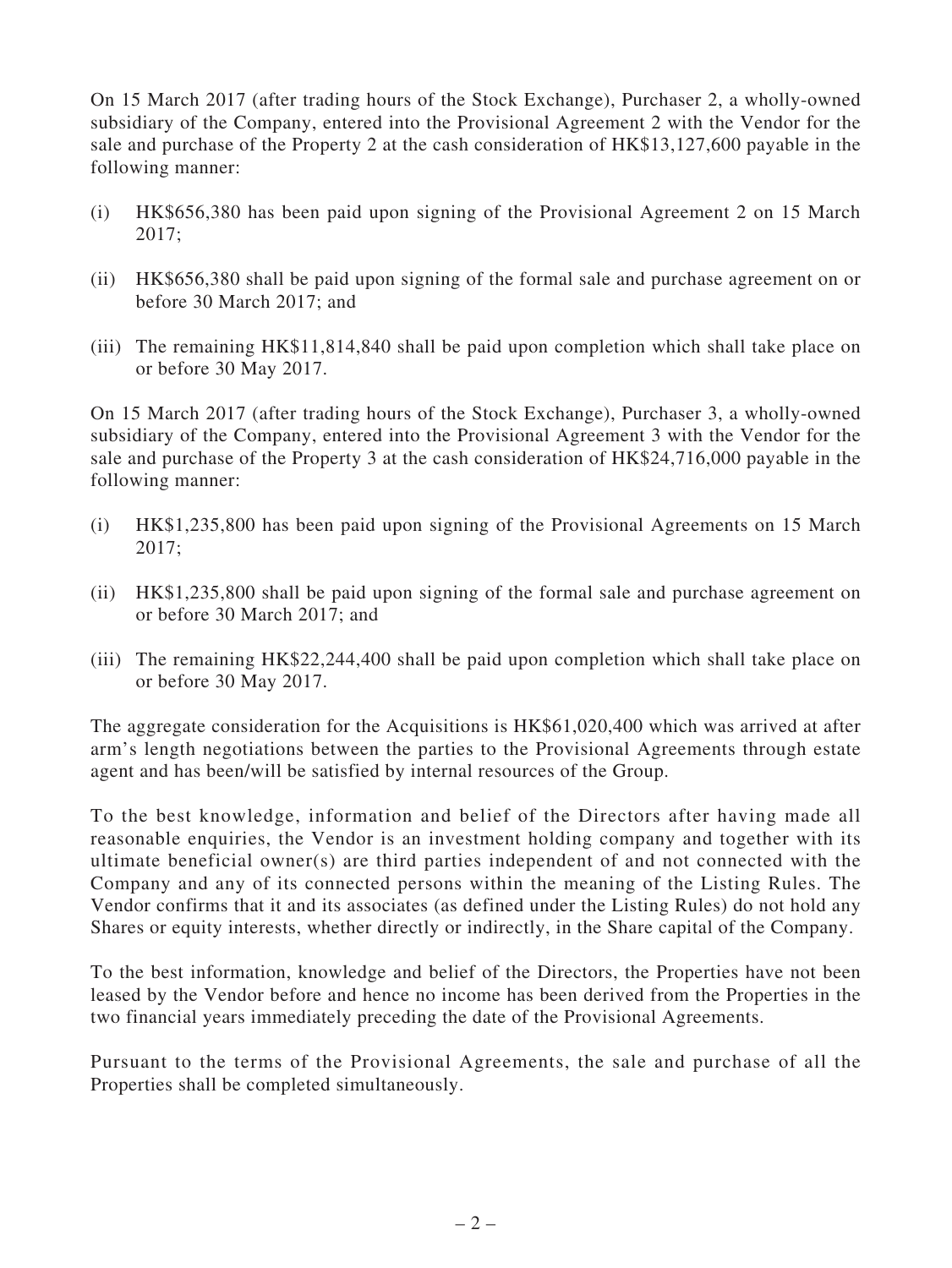On 15 March 2017 (after trading hours of the Stock Exchange), Purchaser 2, a wholly-owned subsidiary of the Company, entered into the Provisional Agreement 2 with the Vendor for the sale and purchase of the Property 2 at the cash consideration of HK$13,127,600 payable in the following manner:

(i) HK$656,380 has been paid upon signing of the Provisional Agreement 2 on 15 March 2017;

(ii) HK$656,380 shall be paid upon signing of the formal sale and purchase agreement on or before 30 March 2017; and

(iii) The remaining HK$11,814,840 shall be paid upon completion which shall take place on or before 30 May 2017.

On 15 March 2017 (after trading hours of the Stock Exchange), Purchaser 3, a wholly-owned subsidiary of the Company, entered into the Provisional Agreement 3 with the Vendor for the sale and purchase of the Property 3 at the cash consideration of HK$24,716,000 payable in the following manner:

(i) HK$1,235,800 has been paid upon signing of the Provisional Agreements on 15 March 2017;

(ii) HK$1,235,800 shall be paid upon signing of the formal sale and purchase agreement on or before 30 March 2017; and

(iii) The remaining HK$22,244,400 shall be paid upon completion which shall take place on or before 30 May 2017.

The aggregate consideration for the Acquisitions is HK$61,020,400 which was arrived at after arm's length negotiations between the parties to the Provisional Agreements through estate agent and has been/will be satisfied by internal resources of the Group.

To the best knowledge, information and belief of the Directors after having made all reasonable enquiries, the Vendor is an investment holding company and together with its ultimate beneficial owner(s) are third parties independent of and not connected with the Company and any of its connected persons within the meaning of the Listing Rules. The Vendor confirms that it and its associates (as defined under the Listing Rules) do not hold any Shares or equity interests, whether directly or indirectly, in the Share capital of the Company.

To the best information, knowledge and belief of the Directors, the Properties have not been leased by the Vendor before and hence no income has been derived from the Properties in the two financial years immediately preceding the date of the Provisional Agreements.

Pursuant to the terms of the Provisional Agreements, the sale and purchase of all the Properties shall be completed simultaneously.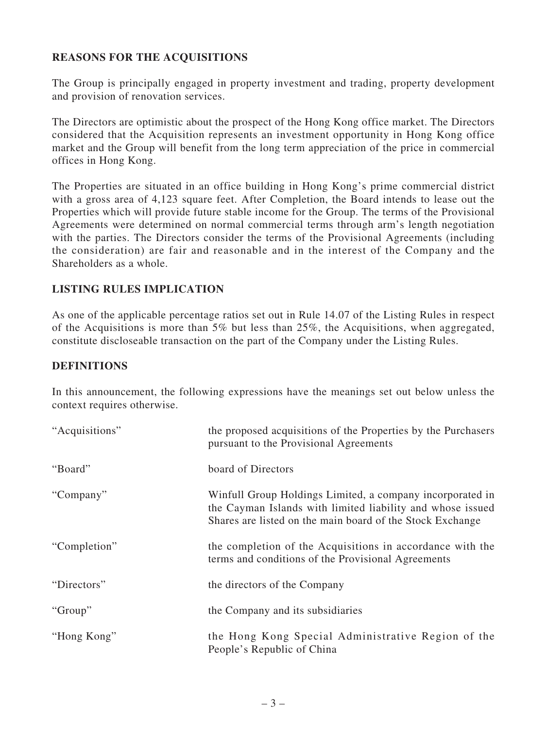## REASONS FOR THE ACQUISITIONS

The Group is principally engaged in property investment and trading, property development and provision of renovation services.

The Directors are optimistic about the prospect of the Hong Kong office market. The Directors considered that the Acquisition represents an investment opportunity in Hong Kong office market and the Group will benefit from the long term appreciation of the price in commercial offices in Hong Kong.

The Properties are situated in an office building in Hong Kong's prime commercial district with a gross area of 4,123 square feet. After Completion, the Board intends to lease out the Properties which will provide future stable income for the Group. The terms of the Provisional Agreements were determined on normal commercial terms through arm's length negotiation with the parties. The Directors consider the terms of the Provisional Agreements (including the consideration) are fair and reasonable and in the interest of the Company and the Shareholders as a whole.

## LISTING RULES IMPLICATION

As one of the applicable percentage ratios set out in Rule 14.07 of the Listing Rules in respect of the Acquisitions is more than 5% but less than 25%, the Acquisitions, when aggregated, constitute discloseable transaction on the part of the Company under the Listing Rules.

## DEFINITIONS

In this announcement, the following expressions have the meanings set out below unless the context requires otherwise.

| | |
|---|---|
| "Acquisitions" | the proposed acquisitions of the Properties by the Purchasers pursuant to the Provisional Agreements |
| "Board" | board of Directors |
| "Company" | Winfull Group Holdings Limited, a company incorporated in the Cayman Islands with limited liability and whose issued Shares are listed on the main board of the Stock Exchange |
| "Completion" | the completion of the Acquisitions in accordance with the terms and conditions of the Provisional Agreements |
| "Directors" | the directors of the Company |
| "Group" | the Company and its subsidiaries |
| "Hong Kong" | the Hong Kong Special Administrative Region of the People's Republic of China |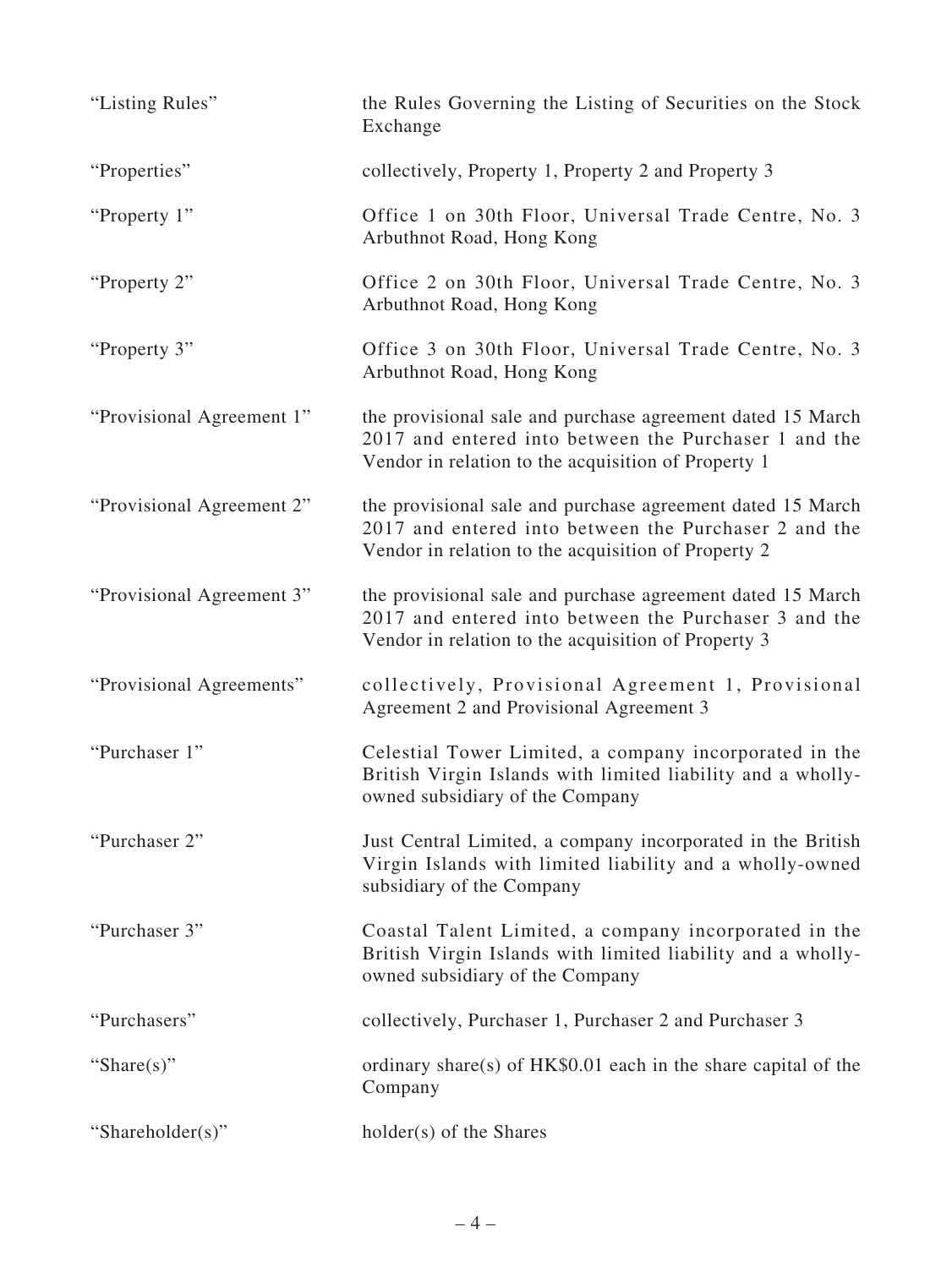| | |
|---|---|
| "Listing Rules" | the Rules Governing the Listing of Securities on the Stock Exchange |
| "Properties" | collectively, Property 1, Property 2 and Property 3 |
| "Property 1" | Office 1 on 30th Floor, Universal Trade Centre, No. 3 Arbuthnot Road, Hong Kong |
| "Property 2" | Office 2 on 30th Floor, Universal Trade Centre, No. 3 Arbuthnot Road, Hong Kong |
| "Property 3" | Office 3 on 30th Floor, Universal Trade Centre, No. 3 Arbuthnot Road, Hong Kong |
| "Provisional Agreement 1" | the provisional sale and purchase agreement dated 15 March 2017 and entered into between the Purchaser 1 and the Vendor in relation to the acquisition of Property 1 |
| "Provisional Agreement 2" | the provisional sale and purchase agreement dated 15 March 2017 and entered into between the Purchaser 2 and the Vendor in relation to the acquisition of Property 2 |
| "Provisional Agreement 3" | the provisional sale and purchase agreement dated 15 March 2017 and entered into between the Purchaser 3 and the Vendor in relation to the acquisition of Property 3 |
| "Provisional Agreements" | collectively, Provisional Agreement 1, Provisional Agreement 2 and Provisional Agreement 3 |
| "Purchaser 1" | Celestial Tower Limited, a company incorporated in the British Virgin Islands with limited liability and a wholly-owned subsidiary of the Company |
| "Purchaser 2" | Just Central Limited, a company incorporated in the British Virgin Islands with limited liability and a wholly-owned subsidiary of the Company |
| "Purchaser 3" | Coastal Talent Limited, a company incorporated in the British Virgin Islands with limited liability and a wholly-owned subsidiary of the Company |
| "Purchasers" | collectively, Purchaser 1, Purchaser 2 and Purchaser 3 |
| "Share(s)" | ordinary share(s) of HK$0.01 each in the share capital of the Company |
| "Shareholder(s)" | holder(s) of the Shares |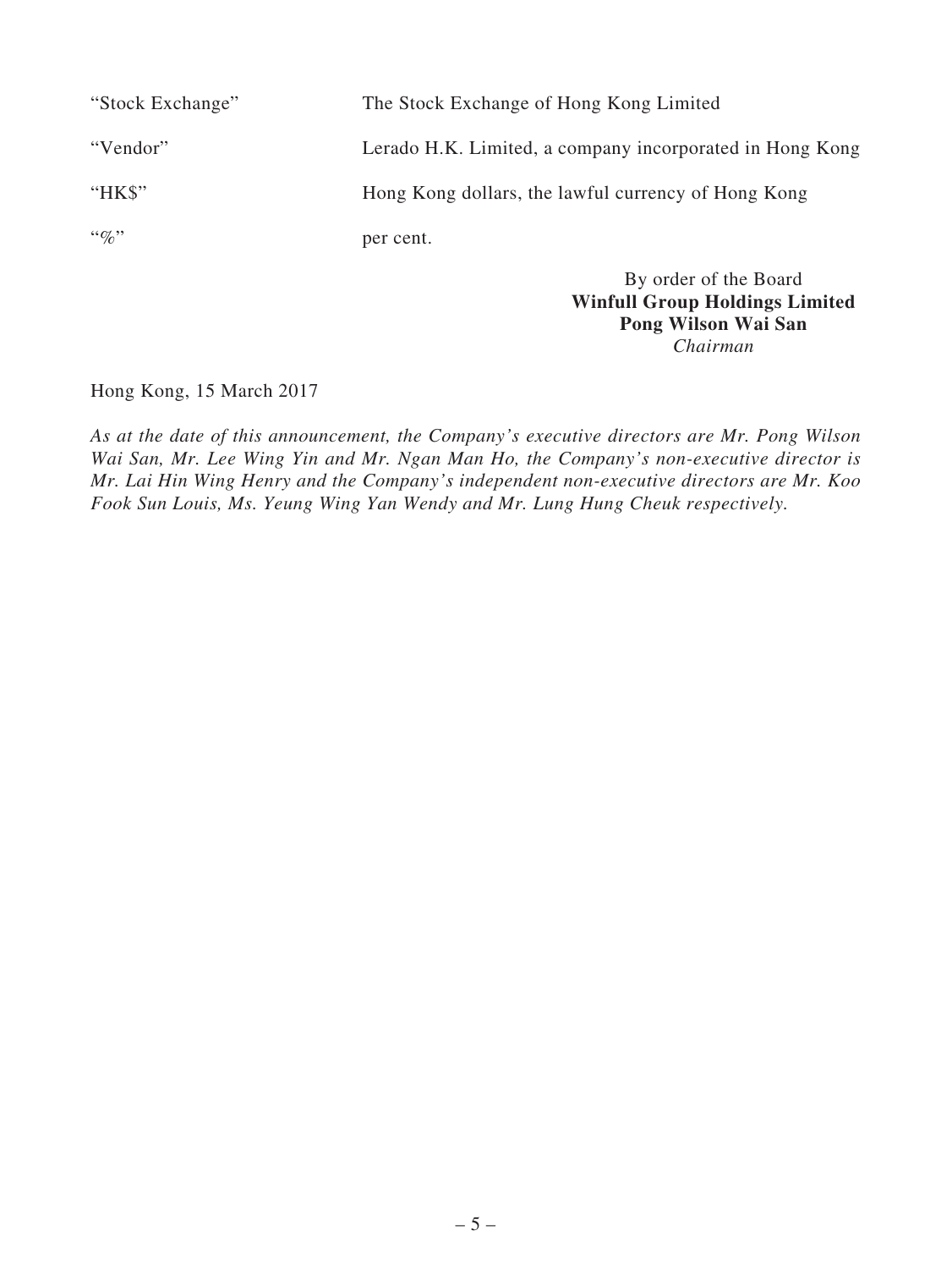| | |
|---|---|
| "Stock Exchange" | The Stock Exchange of Hong Kong Limited |
| "Vendor" | Lerado H.K. Limited, a company incorporated in Hong Kong |
| "HK$" | Hong Kong dollars, the lawful currency of Hong Kong |
| "%" | per cent. |

By order of the Board
**Winfull Group Holdings Limited**
**Pong Wilson Wai San**
*Chairman*

Hong Kong, 15 March 2017

*As at the date of this announcement, the Company's executive directors are Mr. Pong Wilson Wai San, Mr. Lee Wing Yin and Mr. Ngan Man Ho, the Company's non-executive director is Mr. Lai Hin Wing Henry and the Company's independent non-executive directors are Mr. Koo Fook Sun Louis, Ms. Yeung Wing Yan Wendy and Mr. Lung Hung Cheuk respectively.*